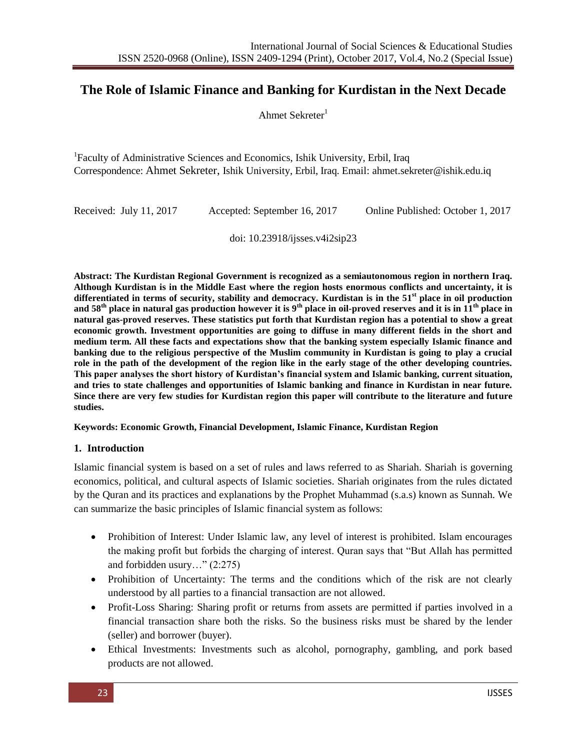# The Role of Islamic Finance and Banking for Kurdistan in the Next Decade

Ahmet Sekreter[1]

[1]Faculty of Administrative Sciences and Economics, Ishik University, Erbil, Iraq
Correspondence: Ahmet Sekreter, Ishik University, Erbil, Iraq. Email: ahmet.sekreter@ishik.edu.iq

Received: July 11, 2017 Accepted: September 16, 2017 Online Published: October 1, 2017

doi: 10.23918/ijsses.v4i2sip23

**Abstract: The Kurdistan Regional Government is recognized as a semiautonomous region in northern Iraq. Although Kurdistan is in the Middle East where the region hosts enormous conflicts and uncertainty, it is differentiated in terms of security, stability and democracy. Kurdistan is in the 51st place in oil production and 58th place in natural gas production however it is 9th place in oil-proved reserves and it is in 11th place in natural gas-proved reserves. These statistics put forth that Kurdistan region has a potential to show a great economic growth. Investment opportunities are going to diffuse in many different fields in the short and medium term. All these facts and expectations show that the banking system especially Islamic finance and banking due to the religious perspective of the Muslim community in Kurdistan is going to play a crucial role in the path of the development of the region like in the early stage of the other developing countries. This paper analyses the short history of Kurdistan's financial system and Islamic banking, current situation, and tries to state challenges and opportunities of Islamic banking and finance in Kurdistan in near future. Since there are very few studies for Kurdistan region this paper will contribute to the literature and future studies.**

**Keywords: Economic Growth, Financial Development, Islamic Finance, Kurdistan Region**

## 1. Introduction

Islamic financial system is based on a set of rules and laws referred to as Shariah. Shariah is governing economics, political, and cultural aspects of Islamic societies. Shariah originates from the rules dictated by the Quran and its practices and explanations by the Prophet Muhammad (s.a.s) known as Sunnah. We can summarize the basic principles of Islamic financial system as follows:

- Prohibition of Interest: Under Islamic law, any level of interest is prohibited. Islam encourages the making profit but forbids the charging of interest. Quran says that "But Allah has permitted and forbidden usury…" (2:275)
- Prohibition of Uncertainty: The terms and the conditions which of the risk are not clearly understood by all parties to a financial transaction are not allowed.
- Profit-Loss Sharing: Sharing profit or returns from assets are permitted if parties involved in a financial transaction share both the risks. So the business risks must be shared by the lender (seller) and borrower (buyer).
- Ethical Investments: Investments such as alcohol, pornography, gambling, and pork based products are not allowed.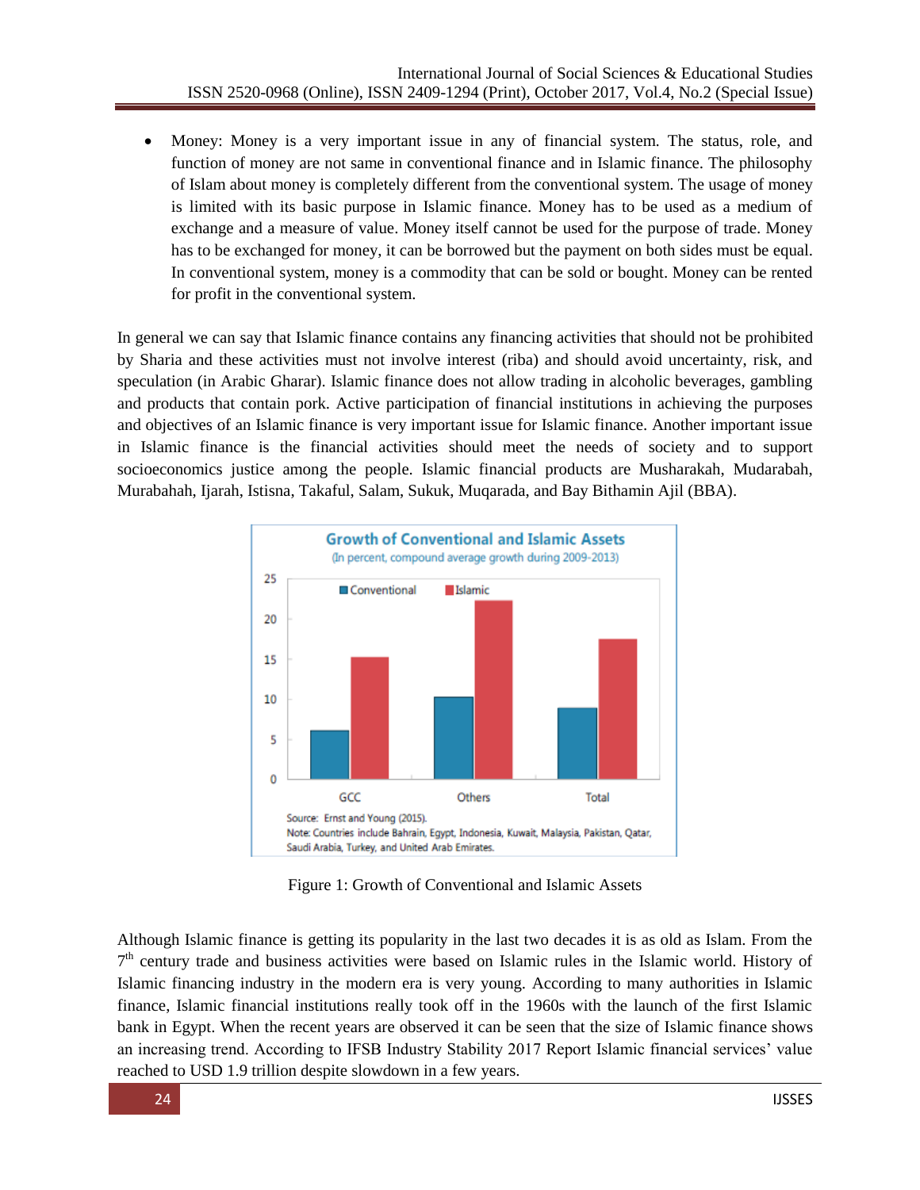- Money: Money is a very important issue in any of financial system. The status, role, and function of money are not same in conventional finance and in Islamic finance. The philosophy of Islam about money is completely different from the conventional system. The usage of money is limited with its basic purpose in Islamic finance. Money has to be used as a medium of exchange and a measure of value. Money itself cannot be used for the purpose of trade. Money has to be exchanged for money, it can be borrowed but the payment on both sides must be equal. In conventional system, money is a commodity that can be sold or bought. Money can be rented for profit in the conventional system.

In general we can say that Islamic finance contains any financing activities that should not be prohibited by Sharia and these activities must not involve interest (riba) and should avoid uncertainty, risk, and speculation (in Arabic Gharar). Islamic finance does not allow trading in alcoholic beverages, gambling and products that contain pork. Active participation of financial institutions in achieving the purposes and objectives of an Islamic finance is very important issue for Islamic finance. Another important issue in Islamic finance is the financial activities should meet the needs of society and to support socioeconomics justice among the people. Islamic financial products are Musharakah, Mudarabah, Murabahah, Ijarah, Istisna, Takaful, Salam, Sukuk, Muqarada, and Bay Bithamin Ajil (BBA).

**Growth of Conventional and Islamic Assets**
(In percent, compound average growth during 2009-2013)

Source: Ernst and Young (2015).
Note: Countries include Bahrain, Egypt, Indonesia, Kuwait, Malaysia, Pakistan, Qatar, Saudi Arabia, Turkey, and United Arab Emirates.

Figure 1: Growth of Conventional and Islamic Assets

Although Islamic finance is getting its popularity in the last two decades it is as old as Islam. From the 7th century trade and business activities were based on Islamic rules in the Islamic world. History of Islamic financing industry in the modern era is very young. According to many authorities in Islamic finance, Islamic financial institutions really took off in the 1960s with the launch of the first Islamic bank in Egypt. When the recent years are observed it can be seen that the size of Islamic finance shows an increasing trend. According to IFSB Industry Stability 2017 Report Islamic financial services' value reached to USD 1.9 trillion despite slowdown in a few years.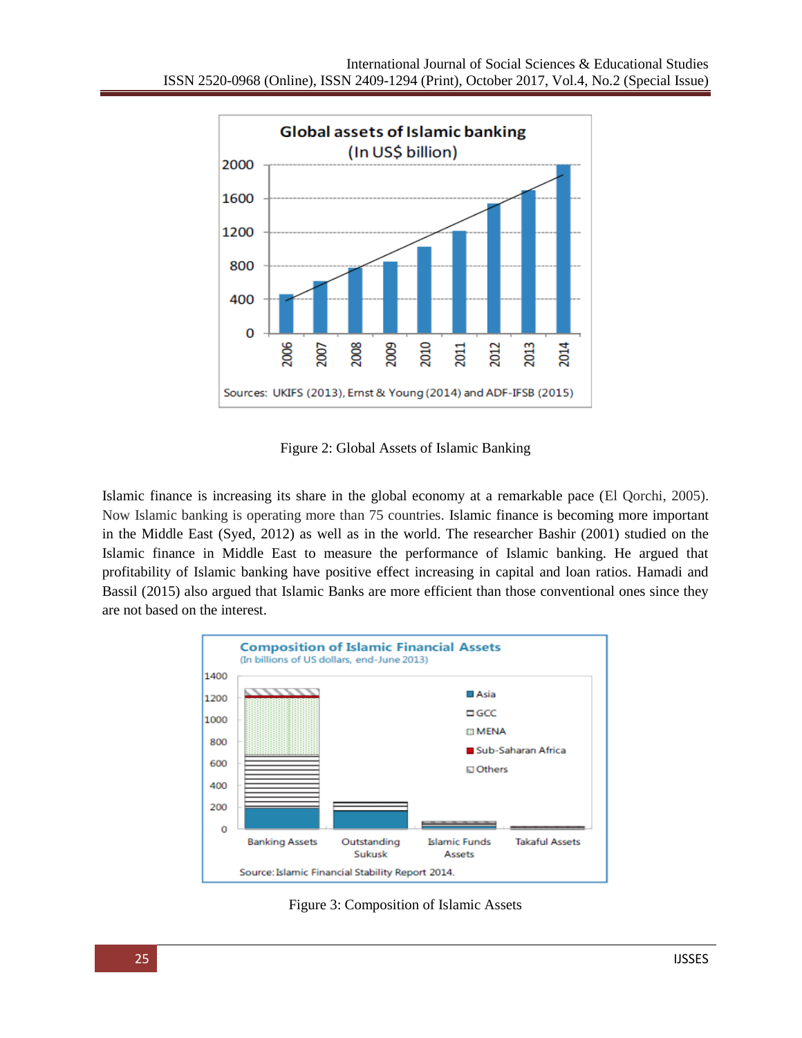Figure 2: Global Assets of Islamic Banking

Islamic finance is increasing its share in the global economy at a remarkable pace (El Qorchi, 2005). Now Islamic banking is operating more than 75 countries. Islamic finance is becoming more important in the Middle East (Syed, 2012) as well as in the world. The researcher Bashir (2001) studied on the Islamic finance in Middle East to measure the performance of Islamic banking. He argued that profitability of Islamic banking have positive effect increasing in capital and loan ratios. Hamadi and Bassil (2015) also argued that Islamic Banks are more efficient than those conventional ones since they are not based on the interest.

Figure 3: Composition of Islamic Assets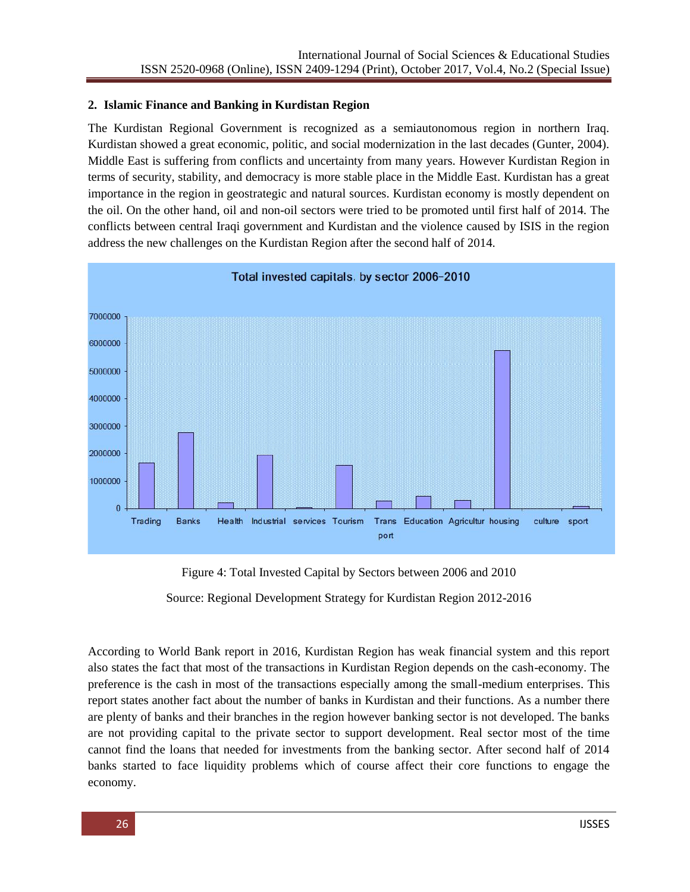## 2. Islamic Finance and Banking in Kurdistan Region

The Kurdistan Regional Government is recognized as a semiautonomous region in northern Iraq. Kurdistan showed a great economic, politic, and social modernization in the last decades (Gunter, 2004). Middle East is suffering from conflicts and uncertainty from many years. However Kurdistan Region in terms of security, stability, and democracy is more stable place in the Middle East. Kurdistan has a great importance in the region in geostrategic and natural sources. Kurdistan economy is mostly dependent on the oil. On the other hand, oil and non-oil sectors were tried to be promoted until first half of 2014. The conflicts between central Iraqi government and Kurdistan and the violence caused by ISIS in the region address the new challenges on the Kurdistan Region after the second half of 2014.

Figure 4: Total Invested Capital by Sectors between 2006 and 2010

Source: Regional Development Strategy for Kurdistan Region 2012-2016

According to World Bank report in 2016, Kurdistan Region has weak financial system and this report also states the fact that most of the transactions in Kurdistan Region depends on the cash-economy. The preference is the cash in most of the transactions especially among the small-medium enterprises. This report states another fact about the number of banks in Kurdistan and their functions. As a number there are plenty of banks and their branches in the region however banking sector is not developed. The banks are not providing capital to the private sector to support development. Real sector most of the time cannot find the loans that needed for investments from the banking sector. After second half of 2014 banks started to face liquidity problems which of course affect their core functions to engage the economy.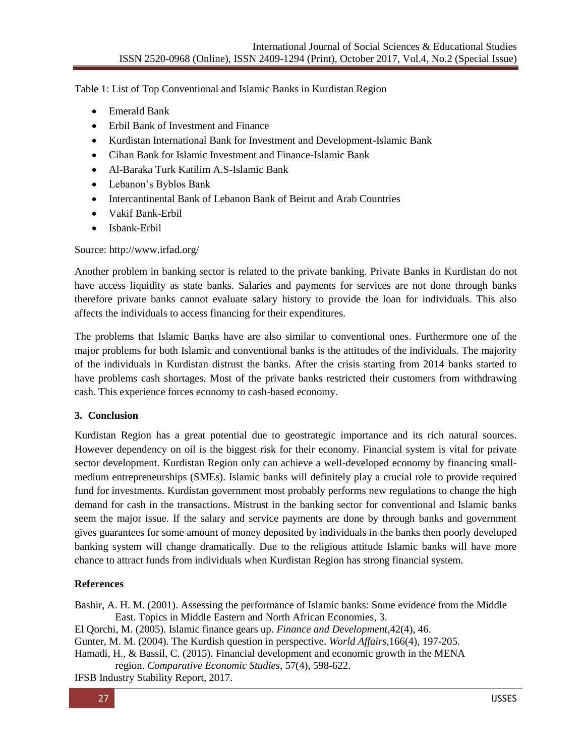Table 1: List of Top Conventional and Islamic Banks in Kurdistan Region

- Emerald Bank
- Erbil Bank of Investment and Finance
- Kurdistan International Bank for Investment and Development-Islamic Bank
- Cihan Bank for Islamic Investment and Finance-Islamic Bank
- Al-Baraka Turk Katilim A.S-Islamic Bank
- Lebanon's Byblos Bank
- Intercantinental Bank of Lebanon Bank of Beirut and Arab Countries
- Vakif Bank-Erbil
- Isbank-Erbil

Source: http://www.irfad.org/

Another problem in banking sector is related to the private banking. Private Banks in Kurdistan do not have access liquidity as state banks. Salaries and payments for services are not done through banks therefore private banks cannot evaluate salary history to provide the loan for individuals. This also affects the individuals to access financing for their expenditures.

The problems that Islamic Banks have are also similar to conventional ones. Furthermore one of the major problems for both Islamic and conventional banks is the attitudes of the individuals. The majority of the individuals in Kurdistan distrust the banks. After the crisis starting from 2014 banks started to have problems cash shortages. Most of the private banks restricted their customers from withdrawing cash. This experience forces economy to cash-based economy.

## 3. Conclusion

Kurdistan Region has a great potential due to geostrategic importance and its rich natural sources. However dependency on oil is the biggest risk for their economy. Financial system is vital for private sector development. Kurdistan Region only can achieve a well-developed economy by financing small-medium entrepreneurships (SMEs). Islamic banks will definitely play a crucial role to provide required fund for investments. Kurdistan government most probably performs new regulations to change the high demand for cash in the transactions. Mistrust in the banking sector for conventional and Islamic banks seem the major issue. If the salary and service payments are done by through banks and government gives guarantees for some amount of money deposited by individuals in the banks then poorly developed banking system will change dramatically. Due to the religious attitude Islamic banks will have more chance to attract funds from individuals when Kurdistan Region has strong financial system.

## References

Bashir, A. H. M. (2001). Assessing the performance of Islamic banks: Some evidence from the Middle East. Topics in Middle Eastern and North African Economies, 3.

El Qorchi, M. (2005). Islamic finance gears up. *Finance and Development*,42(4), 46.

Gunter, M. M. (2004). The Kurdish question in perspective. *World Affairs*,166(4), 197-205.

Hamadi, H., & Bassil, C. (2015). Financial development and economic growth in the MENA region. *Comparative Economic Studies*, 57(4), 598-622.

IFSB Industry Stability Report, 2017.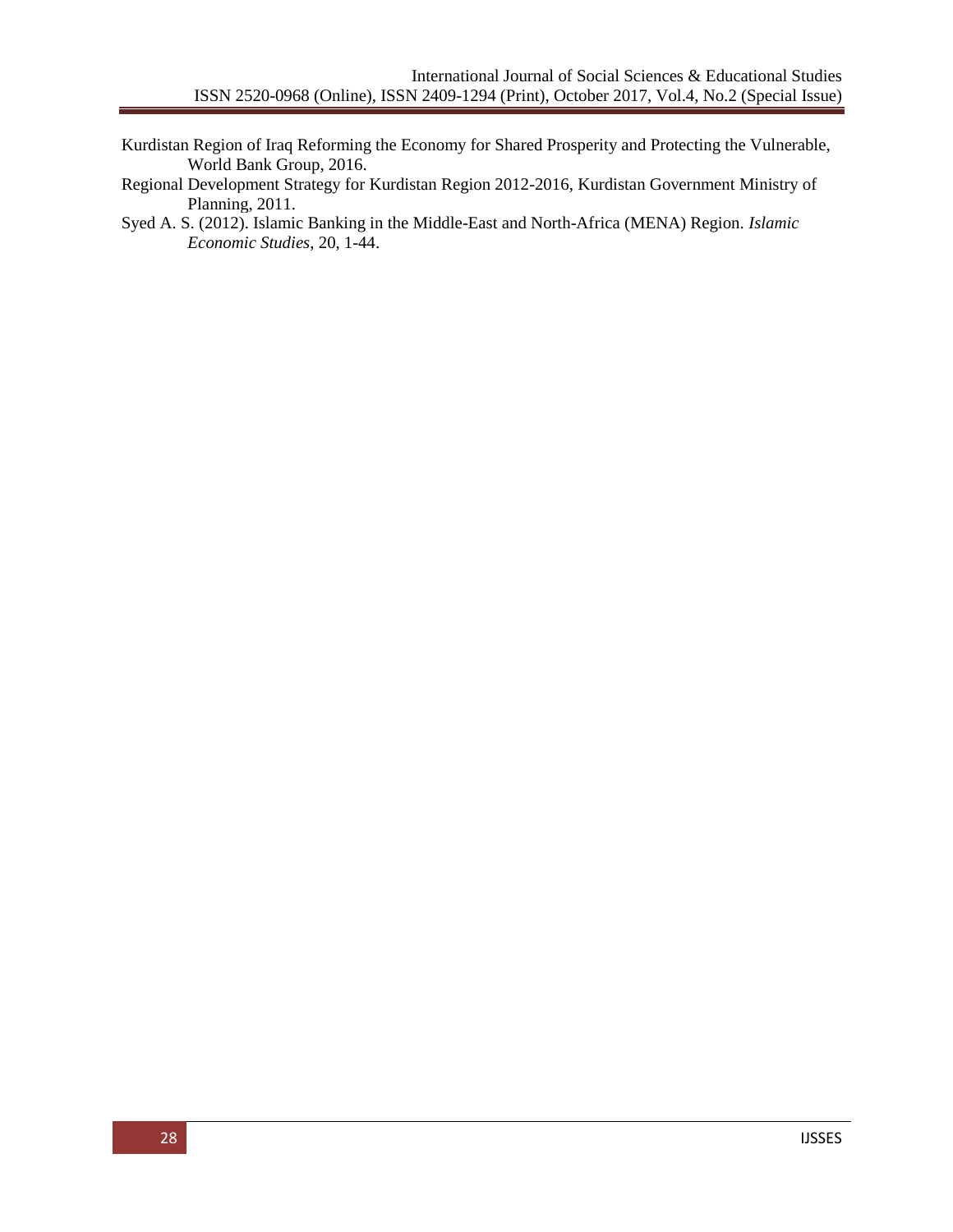Kurdistan Region of Iraq Reforming the Economy for Shared Prosperity and Protecting the Vulnerable, World Bank Group, 2016.

Regional Development Strategy for Kurdistan Region 2012-2016, Kurdistan Government Ministry of Planning, 2011.

Syed A. S. (2012). Islamic Banking in the Middle-East and North-Africa (MENA) Region. *Islamic Economic Studies*, 20, 1-44.